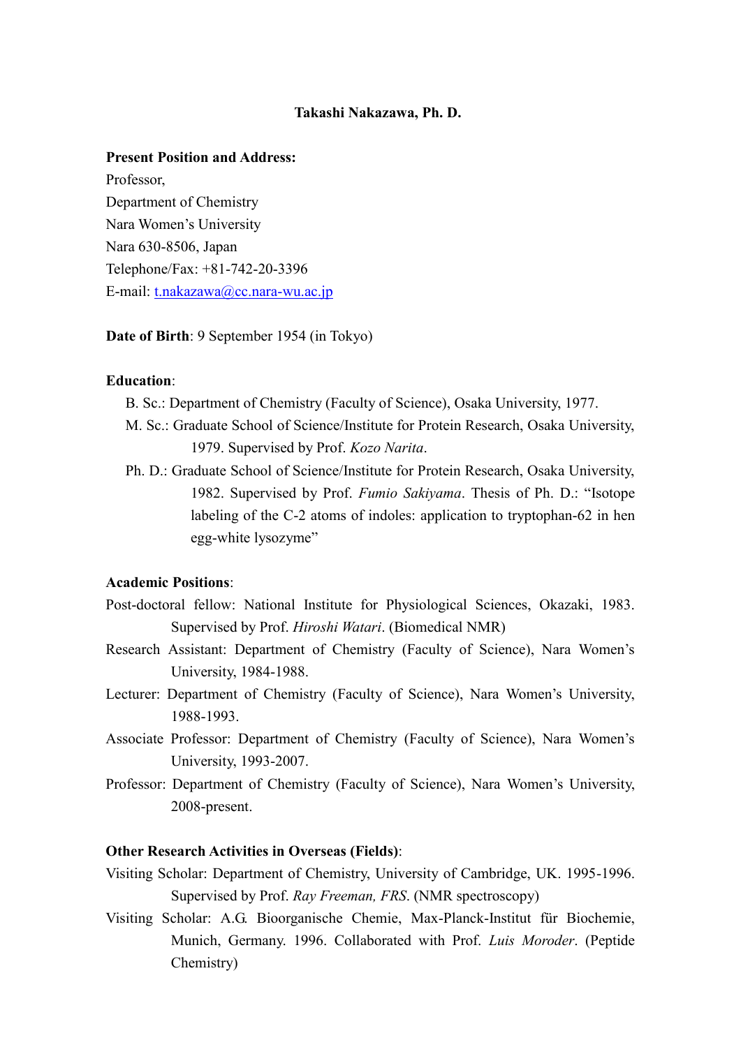**Takashi Nakazawa, Ph. D.**

**Present Position and Address:**

Professor,
Department of Chemistry
Nara Women's University
Nara 630-8506, Japan
Telephone/Fax: +81-742-20-3396
E-mail: [t.nakazawa@cc.nara-wu.ac.jp](mailto:t.nakazawa@cc.nara-wu.ac.jp)

**Date of Birth**: 9 September 1954 (in Tokyo)

**Education**:

B. Sc.: Department of Chemistry (Faculty of Science), Osaka University, 1977.

M. Sc.: Graduate School of Science/Institute for Protein Research, Osaka University, 1979. Supervised by Prof. *Kozo Narita*.

Ph. D.: Graduate School of Science/Institute for Protein Research, Osaka University, 1982. Supervised by Prof. *Fumio Sakiyama*. Thesis of Ph. D.: "Isotope labeling of the C-2 atoms of indoles: application to tryptophan-62 in hen egg-white lysozyme"

**Academic Positions**:

Post-doctoral fellow: National Institute for Physiological Sciences, Okazaki, 1983. Supervised by Prof. *Hiroshi Watari*. (Biomedical NMR)

Research Assistant: Department of Chemistry (Faculty of Science), Nara Women's University, 1984-1988.

Lecturer: Department of Chemistry (Faculty of Science), Nara Women's University, 1988-1993.

Associate Professor: Department of Chemistry (Faculty of Science), Nara Women's University, 1993-2007.

Professor: Department of Chemistry (Faculty of Science), Nara Women's University, 2008-present.

**Other Research Activities in Overseas (Fields)**:

Visiting Scholar: Department of Chemistry, University of Cambridge, UK. 1995-1996. Supervised by Prof. *Ray Freeman, FRS*. (NMR spectroscopy)

Visiting Scholar: A.G. Bioorganische Chemie, Max-Planck-Institut für Biochemie, Munich, Germany. 1996. Collaborated with Prof. *Luis Moroder*. (Peptide Chemistry)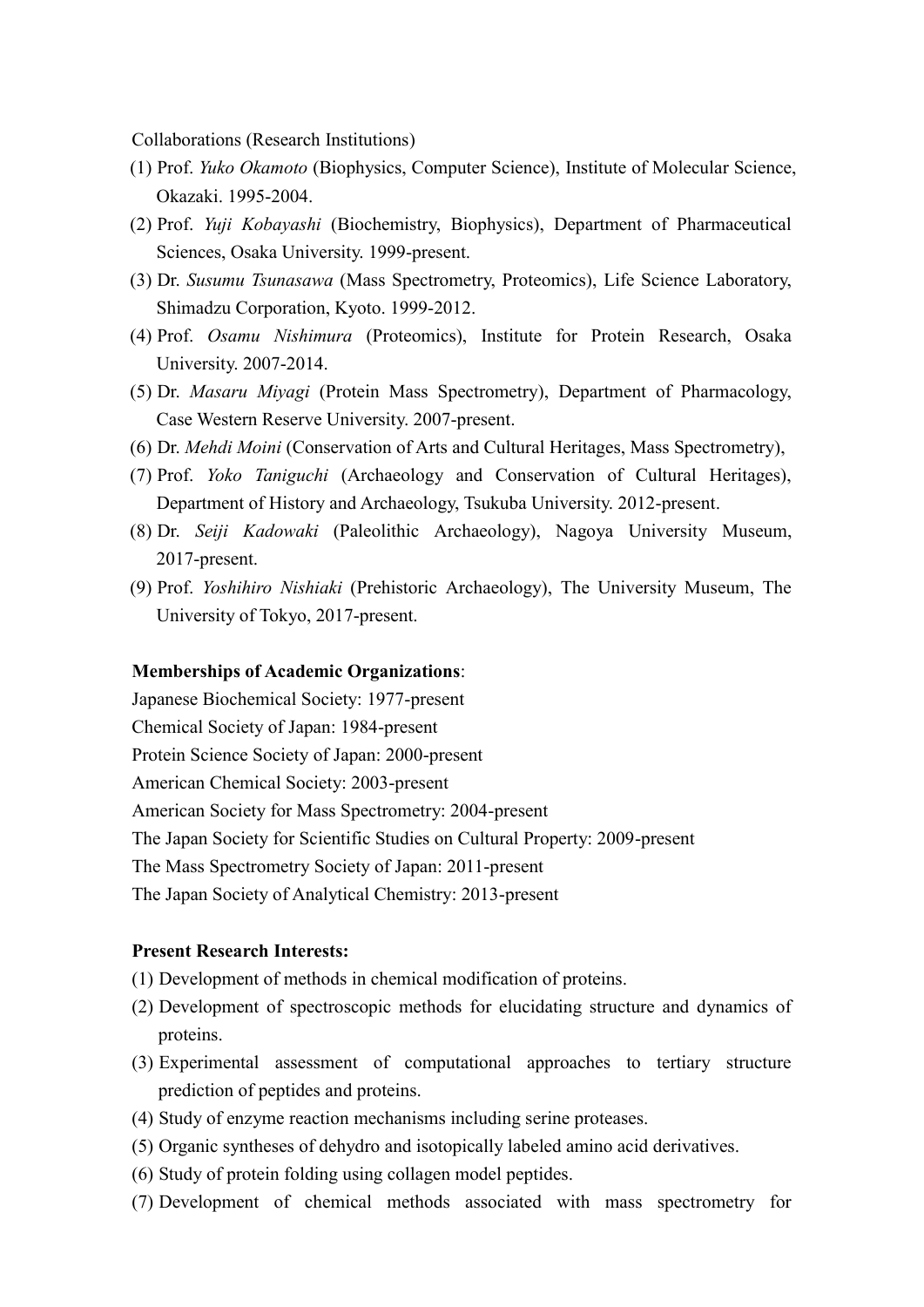Collaborations (Research Institutions)

(1) Prof. *Yuko Okamoto* (Biophysics, Computer Science), Institute of Molecular Science, Okazaki. 1995-2004.
(2) Prof. *Yuji Kobayashi* (Biochemistry, Biophysics), Department of Pharmaceutical Sciences, Osaka University. 1999-present.
(3) Dr. *Susumu Tsunasawa* (Mass Spectrometry, Proteomics), Life Science Laboratory, Shimadzu Corporation, Kyoto. 1999-2012.
(4) Prof. *Osamu Nishimura* (Proteomics), Institute for Protein Research, Osaka University. 2007-2014.
(5) Dr. *Masaru Miyagi* (Protein Mass Spectrometry), Department of Pharmacology, Case Western Reserve University. 2007-present.
(6) Dr. *Mehdi Moini* (Conservation of Arts and Cultural Heritages, Mass Spectrometry),
(7) Prof. *Yoko Taniguchi* (Archaeology and Conservation of Cultural Heritages), Department of History and Archaeology, Tsukuba University. 2012-present.
(8) Dr. *Seiji Kadowaki* (Paleolithic Archaeology), Nagoya University Museum, 2017-present.
(9) Prof. *Yoshihiro Nishiaki* (Prehistoric Archaeology), The University Museum, The University of Tokyo, 2017-present.

**Memberships of Academic Organizations**:

Japanese Biochemical Society: 1977-present
Chemical Society of Japan: 1984-present
Protein Science Society of Japan: 2000-present
American Chemical Society: 2003-present
American Society for Mass Spectrometry: 2004-present
The Japan Society for Scientific Studies on Cultural Property: 2009-present
The Mass Spectrometry Society of Japan: 2011-present
The Japan Society of Analytical Chemistry: 2013-present

**Present Research Interests:**

(1) Development of methods in chemical modification of proteins.
(2) Development of spectroscopic methods for elucidating structure and dynamics of proteins.
(3) Experimental assessment of computational approaches to tertiary structure prediction of peptides and proteins.
(4) Study of enzyme reaction mechanisms including serine proteases.
(5) Organic syntheses of dehydro and isotopically labeled amino acid derivatives.
(6) Study of protein folding using collagen model peptides.
(7) Development of chemical methods associated with mass spectrometry for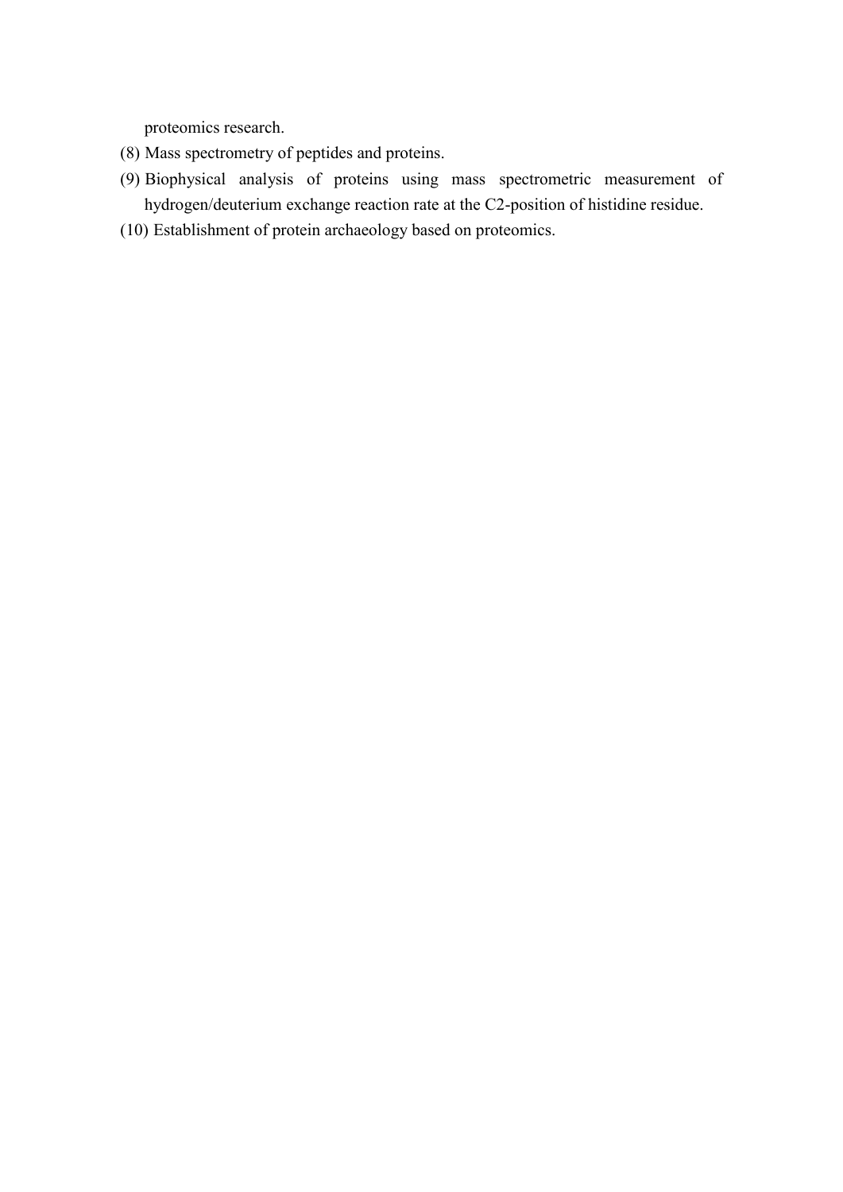proteomics research.

(8) Mass spectrometry of peptides and proteins.

(9) Biophysical analysis of proteins using mass spectrometric measurement of hydrogen/deuterium exchange reaction rate at the C2-position of histidine residue.

(10) Establishment of protein archaeology based on proteomics.